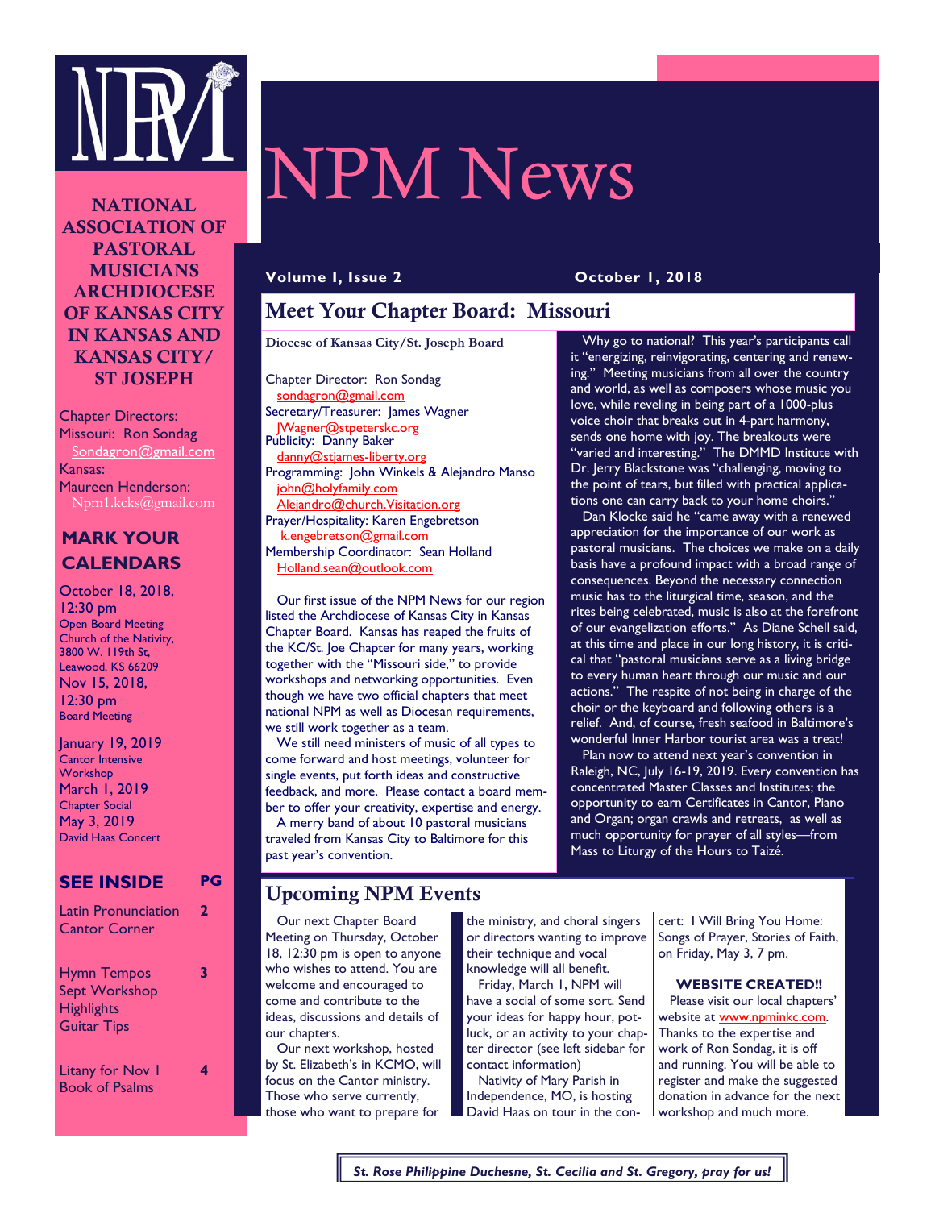# NPM News

**Volume 1, Issue 2** **October 1, 2018**

**NATIONAL ASSOCIATION OF PASTORAL MUSICIANS ARCHDIOCESE OF KANSAS CITY IN KANSAS AND KANSAS CITY/ ST JOSEPH**

Chapter Directors:
Missouri: Ron Sondag
Sondagron@gmail.com
Kansas:
Maureen Henderson:
Npm1.kcks@gmail.com

## MARK YOUR CALENDARS

October 18, 2018, 12:30 pm
Open Board Meeting
Church of the Nativity,
3800 W. 119th St,
Leawood, KS 66209

Nov 15, 2018, 12:30 pm
Board Meeting

January 19, 2019
Cantor Intensive Workshop

March 1, 2019
Chapter Social

May 3, 2019
David Haas Concert

## SEE INSIDE

| SEE INSIDE | PG |
|---|---|
| Latin Pronunciation, Cantor Corner | 2 |
| Hymn Tempos, Sept Workshop Highlights, Guitar Tips | 3 |
| Litany for Nov 1, Book of Psalms | 4 |

## Meet Your Chapter Board: Missouri

**Diocese of Kansas City/St. Joseph Board**

Chapter Director: Ron Sondag
sondagron@gmail.com
Secretary/Treasurer: James Wagner
JWagner@stpeterskc.org
Publicity: Danny Baker
danny@stjames-liberty.org
Programming: John Winkels & Alejandro Manso
john@holyfamily.com
Alejandro@church.Visitation.org
Prayer/Hospitality: Karen Engebretson
k.engebretson@gmail.com
Membership Coordinator: Sean Holland
Holland.sean@outlook.com

Our first issue of the NPM News for our region listed the Archdiocese of Kansas City in Kansas Chapter Board. Kansas has reaped the fruits of the KC/St. Joe Chapter for many years, working together with the "Missouri side," to provide workshops and networking opportunities. Even though we have two official chapters that meet national NPM as well as Diocesan requirements, we still work together as a team.

We still need ministers of music of all types to come forward and host meetings, volunteer for single events, put forth ideas and constructive feedback, and more. Please contact a board member to offer your creativity, expertise and energy.

A merry band of about 10 pastoral musicians traveled from Kansas City to Baltimore for this past year's convention.

Why go to national? This year's participants call it "energizing, reinvigorating, centering and renewing." Meeting musicians from all over the country and world, as well as composers whose music you love, while reveling in being part of a 1000-plus voice choir that breaks out in 4-part harmony, sends one home with joy. The breakouts were "varied and interesting." The DMMD Institute with Dr. Jerry Blackstone was "challenging, moving to the point of tears, but filled with practical applications one can carry back to your home choirs."

Dan Klocke said he "came away with a renewed appreciation for the importance of our work as pastoral musicians. The choices we make on a daily basis have a profound impact with a broad range of consequences. Beyond the necessary connection music has to the liturgical time, season, and the rites being celebrated, music is also at the forefront of our evangelization efforts." As Diane Schell said, at this time and place in our long history, it is critical that "pastoral musicians serve as a living bridge to every human heart through our music and our actions." The respite of not being in charge of the choir or the keyboard and following others is a relief. And, of course, fresh seafood in Baltimore's wonderful Inner Harbor tourist area was a treat!

Plan now to attend next year's convention in Raleigh, NC, July 16-19, 2019. Every convention has concentrated Master Classes and Institutes; the opportunity to earn Certificates in Cantor, Piano and Organ; organ crawls and retreats, as well as much opportunity for prayer of all styles—from Mass to Liturgy of the Hours to Taizé.

## Upcoming NPM Events

Our next Chapter Board Meeting on Thursday, October 18, 12:30 pm is open to anyone who wishes to attend. You are welcome and encouraged to come and contribute to the ideas, discussions and details of our chapters.

Our next workshop, hosted by St. Elizabeth's in KCMO, will focus on the Cantor ministry. Those who serve currently, those who want to prepare for the ministry, and choral singers or directors wanting to improve their technique and vocal knowledge will all benefit.

Friday, March 1, NPM will have a social of some sort. Send your ideas for happy hour, potluck, or an activity to your chapter director (see left sidebar for contact information)

Nativity of Mary Parish in Independence, MO, is hosting David Haas on tour in the concert: I Will Bring You Home: Songs of Prayer, Stories of Faith, on Friday, May 3, 7 pm.

**WEBSITE CREATED!!**

Please visit our local chapters' website at www.npminkc.com. Thanks to the expertise and work of Ron Sondag, it is off and running. You will be able to register and make the suggested donation in advance for the next workshop and much more.

*St. Rose Philippine Duchesne, St. Cecilia and St. Gregory, pray for us!*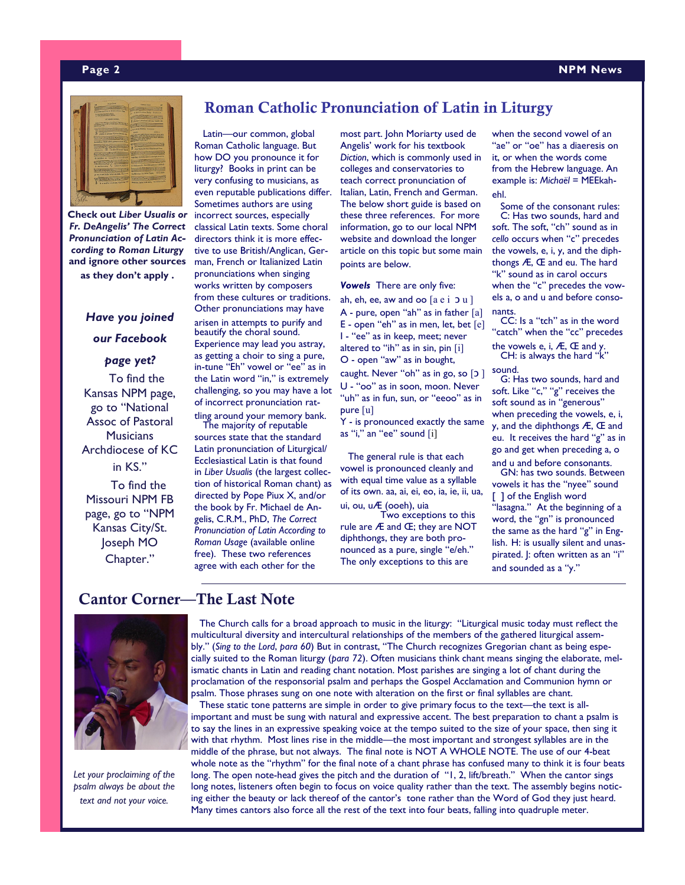## Roman Catholic Pronunciation of Latin in Liturgy

**Check out *Liber Usualis* or *Fr. DeAngelis' The Correct Pronunciation of Latin According to Roman Liturgy* and ignore other sources as they don't apply .**

***Have you joined our Facebook page yet?***

To find the Kansas NPM page, go to "National Assoc of Pastoral Musicians Archdiocese of KC in KS."

To find the Missouri NPM FB page, go to "NPM Kansas City/St. Joseph MO Chapter."

Latin—our common, global Roman Catholic language. But how DO you pronounce it for liturgy? Books in print can be very confusing to musicians, as even reputable publications differ. Sometimes authors are using incorrect sources, especially classical Latin texts. Some choral directors think it is more effective to use British/Anglican, German, French or Italianized Latin pronunciations when singing works written by composers from these cultures or traditions. Other pronunciations may have arisen in attempts to purify and beautify the choral sound. Experience may lead you astray, as getting a choir to sing a pure, in-tune "Eh" vowel or "ee" as in the Latin word "in," is extremely challenging, so you may have a lot of incorrect pronunciation rattling around your memory bank.

The majority of reputable sources state that the standard Latin pronunciation of Liturgical/Ecclesiastical Latin is that found in *Liber Usualis* (the largest collection of historical Roman chant) as directed by Pope Piux X, and/or the book by Fr. Michael de Angelis, C.R.M., PhD, *The Correct Pronunciation of Latin According to Roman Usage* (available online free). These two references agree with each other for the most part. John Moriarty used de Angelis' work for his textbook *Diction*, which is commonly used in colleges and conservatories to teach correct pronunciation of Italian, Latin, French and German. The below short guide is based on these three references. For more information, go to our local NPM website and download the longer article on this topic but some main points are below.

***Vowels*** There are only five:

ah, eh, ee, aw and oo [a e i ɔ u ]

A - pure, open "ah" as in father [a]

E - open "eh" as in men, let, bet [e]

I - "ee" as in keep, meet; never altered to "ih" as in sin, pin [i]

O - open "aw" as in bought, caught. Never "oh" as in go, so [ɔ ]

U - "oo" as in soon, moon. Never "uh" as in fun, sun, or "eeoo" as in pure [u]

Y - is pronounced exactly the same as "i," an "ee" sound [i]

The general rule is that each vowel is pronounced cleanly and with equal time value as a syllable of its own. aa, ai, ei, eo, ia, ie, ii, ua, ui, ou, uÆ (ooeh), uia

Two exceptions to this rule are Æ and Œ; they are NOT diphthongs, they are both pronounced as a pure, single "e/eh." The only exceptions to this are when the second vowel of an "ae" or "oe" has a diaeresis on it, or when the words come from the Hebrew language. An example is: *Michaël* = MEEkah-ehl.

Some of the consonant rules:

C: Has two sounds, hard and soft. The soft, "ch" sound as in *cello* occurs when "c" precedes the vowels, e, i, y, and the diphthongs Æ, Œ and eu. The hard "k" sound as in carol occurs when the "c" precedes the vowels a, o and u and before consonants.

CC: Is a "tch" as in the word "catch" when the "cc" precedes the vowels e, i, Æ, Œ and y.

CH: is always the hard "k" sound.

G: Has two sounds, hard and soft. Like "c," "g" receives the soft sound as in "generous" when preceding the vowels, e, i, y, and the diphthongs Æ, Œ and eu. It receives the hard "g" as in go and get when preceding a, o and u and before consonants.

GN: has two sounds. Between vowels it has the "nyee" sound [ ] of the English word "lasagna." At the beginning of a word, the "gn" is pronounced the same as the hard "g" in English. H: is usually silent and unaspirated. J: often written as an "i" and sounded as a "y."

## Cantor Corner—The Last Note

*Let your proclaiming of the psalm always be about the text and not your voice.*

The Church calls for a broad approach to music in the liturgy: "Liturgical music today must reflect the multicultural diversity and intercultural relationships of the members of the gathered liturgical assembly." (*Sing to the Lord, para 60*) But in contrast, "The Church recognizes Gregorian chant as being especially suited to the Roman liturgy (*para 72*). Often musicians think chant means singing the elaborate, melismatic chants in Latin and reading chant notation. Most parishes are singing a lot of chant during the proclamation of the responsorial psalm and perhaps the Gospel Acclamation and Communion hymn or psalm. Those phrases sung on one note with alteration on the first or final syllables are chant.

These static tone patterns are simple in order to give primary focus to the text—the text is all-important and must be sung with natural and expressive accent. The best preparation to chant a psalm is to say the lines in an expressive speaking voice at the tempo suited to the size of your space, then sing it with that rhythm. Most lines rise in the middle—the most important and strongest syllables are in the middle of the phrase, but not always. The final note is NOT A WHOLE NOTE. The use of our 4-beat whole note as the "rhythm" for the final note of a chant phrase has confused many to think it is four beats long. The open note-head gives the pitch and the duration of "1, 2, lift/breath." When the cantor sings long notes, listeners often begin to focus on voice quality rather than the text. The assembly begins noticing either the beauty or lack thereof of the cantor's tone rather than the Word of God they just heard. Many times cantors also force all the rest of the text into four beats, falling into quadruple meter.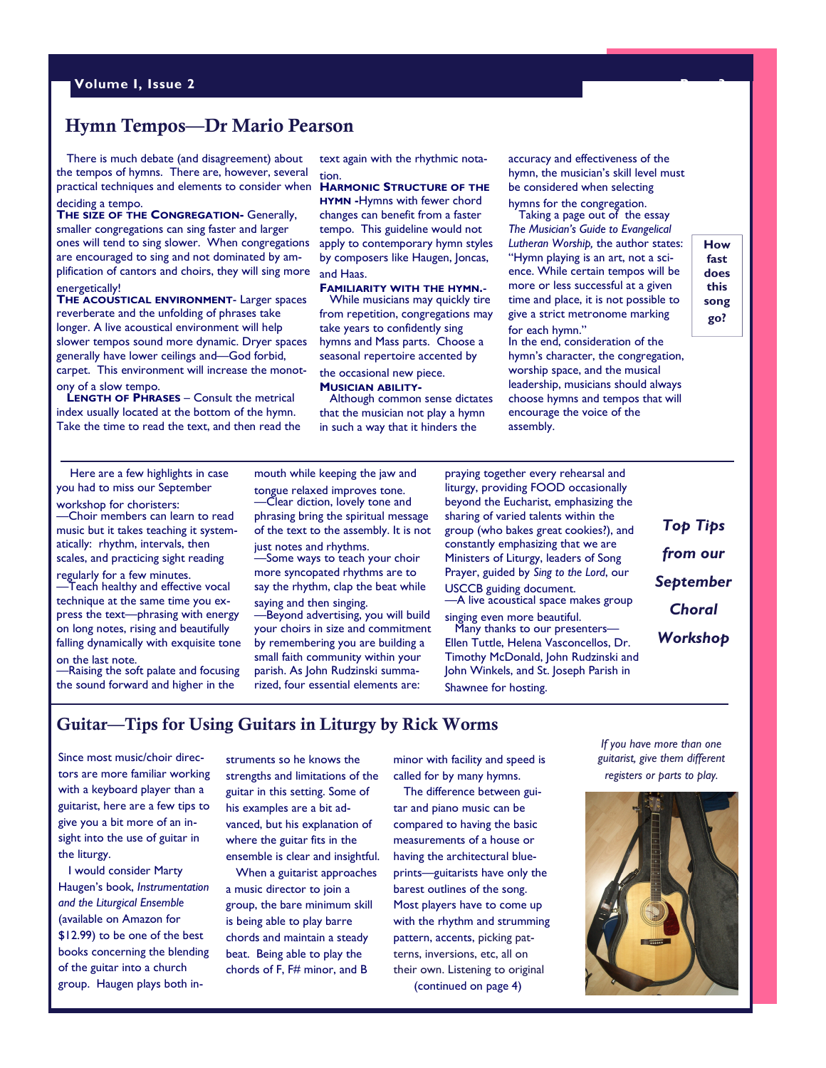## Hymn Tempos—Dr Mario Pearson

There is much debate (and disagreement) about the tempos of hymns. There are, however, several practical techniques and elements to consider when deciding a tempo.

**The Size of the Congregation-** Generally, smaller congregations can sing faster and larger ones will tend to sing slower. When congregations are encouraged to sing and not dominated by amplification of cantors and choirs, they will sing more energetically!

**The Acoustical Environment-** Larger spaces reverberate and the unfolding of phrases take longer. A live acoustical environment will help slower tempos sound more dynamic. Dryer spaces generally have lower ceilings and—God forbid, carpet. This environment will increase the monotony of a slow tempo.

**Length of Phrases** – Consult the metrical index usually located at the bottom of the hymn. Take the time to read the text, and then read the text again with the rhythmic notation.

**Harmonic Structure of the Hymn -**Hymns with fewer chord changes can benefit from a faster tempo. This guideline would not apply to contemporary hymn styles by composers like Haugen, Joncas, and Haas.

**Familiarity with the Hymn.-** While musicians may quickly tire from repetition, congregations may take years to confidently sing hymns and Mass parts. Choose a seasonal repertoire accented by the occasional new piece.

**Musician Ability-** Although common sense dictates that the musician not play a hymn in such a way that it hinders the accuracy and effectiveness of the hymn, the musician's skill level must be considered when selecting hymns for the congregation.

Taking a page out of the essay *The Musician's Guide to Evangelical Lutheran Worship,* the author states: "Hymn playing is an art, not a science. While certain tempos will be more or less successful at a given time and place, it is not possible to give a strict metronome marking for each hymn."

In the end, consideration of the hymn's character, the congregation, worship space, and the musical leadership, musicians should always choose hymns and tempos that will encourage the voice of the assembly.

**How fast does this song go?**

## *Top Tips from our September Choral Workshop*

Here are a few highlights in case you had to miss our September workshop for choristers:

—Choir members can learn to read music but it takes teaching it systematically: rhythm, intervals, then scales, and practicing sight reading regularly for a few minutes.

—Teach healthy and effective vocal technique at the same time you express the text—phrasing with energy on long notes, rising and beautifully falling dynamically with exquisite tone on the last note.

—Raising the soft palate and focusing the sound forward and higher in the mouth while keeping the jaw and tongue relaxed improves tone.

—Clear diction, lovely tone and phrasing bring the spiritual message of the text to the assembly. It is not just notes and rhythms.

—Some ways to teach your choir more syncopated rhythms are to say the rhythm, clap the beat while saying and then singing.

—Beyond advertising, you will build your choirs in size and commitment by remembering you are building a small faith community within your parish. As John Rudzinski summarized, four essential elements are: praying together every rehearsal and liturgy, providing FOOD occasionally beyond the Eucharist, emphasizing the sharing of varied talents within the group (who bakes great cookies?), and constantly emphasizing that we are Ministers of Liturgy, leaders of Song Prayer, guided by *Sing to the Lord*, our USCCB guiding document.

—A live acoustical space makes group singing even more beautiful.

Many thanks to our presenters—Ellen Tuttle, Helena Vasconcellos, Dr. Timothy McDonald, John Rudzinski and John Winkels, and St. Joseph Parish in Shawnee for hosting.

## Guitar—Tips for Using Guitars in Liturgy by Rick Worms

Since most music/choir directors are more familiar working with a keyboard player than a guitarist, here are a few tips to give you a bit more of an insight into the use of guitar in the liturgy.

I would consider Marty Haugen's book, *Instrumentation and the Liturgical Ensemble* (available on Amazon for $12.99) to be one of the best books concerning the blending of the guitar into a church group. Haugen plays both instruments so he knows the strengths and limitations of the guitar in this setting. Some of his examples are a bit advanced, but his explanation of where the guitar fits in the ensemble is clear and insightful.

When a guitarist approaches a music director to join a group, the bare minimum skill is being able to play barre chords and maintain a steady beat. Being able to play the chords of F, F# minor, and B minor with facility and speed is called for by many hymns.

The difference between guitar and piano music can be compared to having the basic measurements of a house or having the architectural blueprints—guitarists have only the barest outlines of the song. Most players have to come up with the rhythm and strumming pattern, accents, picking patterns, inversions, etc, all on their own. Listening to original

(continued on page 4)

*If you have more than one guitarist, give them different registers or parts to play.*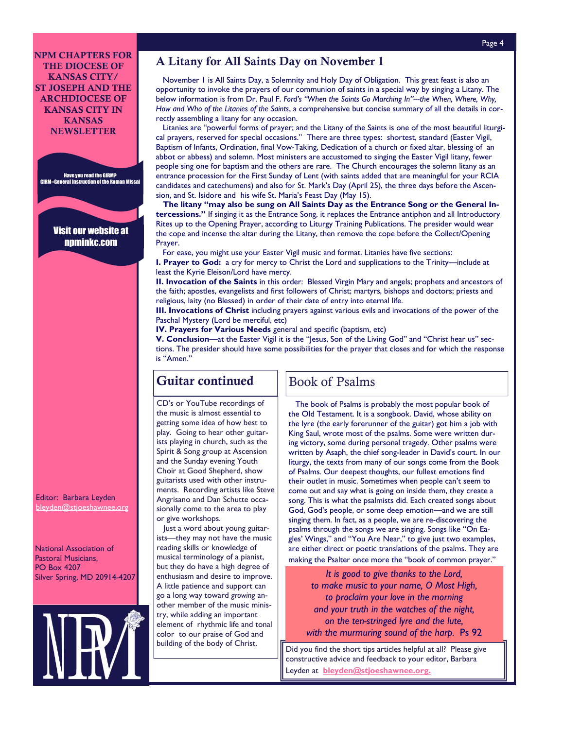NPM CHAPTERS FOR THE DIOCESE OF KANSAS CITY/ ST JOSEPH AND THE ARCHDIOCESE OF KANSAS CITY IN KANSAS NEWSLETTER

Have you read the GIRM?
GIRM=General Instruction of the Roman Missal

Visit our website at npminkc.com

Editor: Barbara Leyden
bleyden@stjoeshawnee.org

National Association of Pastoral Musicians,
PO Box 4207
Silver Spring, MD 20914-4207

## A Litany for All Saints Day on November 1

November 1 is All Saints Day, a Solemnity and Holy Day of Obligation. This great feast is also an opportunity to invoke the prayers of our communion of saints in a special way by singing a Litany. The below information is from Dr. Paul F. Ford's *"When the Saints Go Marching In"—the When, Where, Why, How and Who of the Litanies of the Saints*, a comprehensive but concise summary of all the details in correctly assembling a litany for any occasion.

Litanies are "powerful forms of prayer; and the Litany of the Saints is one of the most beautiful liturgical prayers, reserved for special occasions." There are three types: shortest, standard (Easter Vigil, Baptism of Infants, Ordination, final Vow-Taking, Dedication of a church or fixed altar, blessing of an abbot or abbess) and solemn. Most ministers are accustomed to singing the Easter Vigil litany, fewer people sing one for baptism and the others are rare. The Church encourages the solemn litany as an entrance procession for the First Sunday of Lent (with saints added that are meaningful for your RCIA candidates and catechumens) and also for St. Mark's Day (April 25), the three days before the Ascension, and St. Isidore and his wife St. Maria's Feast Day (May 15).

**The litany "may also be sung on All Saints Day as the Entrance Song or the General Intercessions."** If singing it as the Entrance Song, it replaces the Entrance antiphon and all Introductory Rites up to the Opening Prayer, according to Liturgy Training Publications. The presider would wear the cope and incense the altar during the Litany, then remove the cope before the Collect/Opening Prayer.

For ease, you might use your Easter Vigil music and format. Litanies have five sections:

**I. Prayer to God:** a cry for mercy to Christ the Lord and supplications to the Trinity—include at least the Kyrie Eleison/Lord have mercy.

**II. Invocation of the Saints** in this order: Blessed Virgin Mary and angels; prophets and ancestors of the faith; apostles, evangelists and first followers of Christ; martyrs, bishops and doctors; priests and religious, laity (no Blessed) in order of their date of entry into eternal life.

**III. Invocations of Christ** including prayers against various evils and invocations of the power of the Paschal Mystery (Lord be merciful, etc)

**IV. Prayers for Various Needs** general and specific (baptism, etc)

**V. Conclusion**—at the Easter Vigil it is the "Jesus, Son of the Living God" and "Christ hear us" sections. The presider should have some possibilities for the prayer that closes and for which the response is "Amen."

## Guitar continued

CD's or YouTube recordings of the music is almost essential to getting some idea of how best to play. Going to hear other guitarists playing in church, such as the Spirit & Song group at Ascension and the Sunday evening Youth Choir at Good Shepherd, show guitarists used with other instruments. Recording artists like Steve Angrisano and Dan Schutte occasionally come to the area to play or give workshops.

Just a word about young guitarists—they may not have the music reading skills or knowledge of musical terminology of a pianist, but they do have a high degree of enthusiasm and desire to improve. A little patience and support can go a long way toward *growing* another member of the music ministry, while adding an important element of rhythmic life and tonal color to our praise of God and building of the body of Christ.

## Book of Psalms

The book of Psalms is probably the most popular book of the Old Testament. It is a songbook. David, whose ability on the lyre (the early forerunner of the guitar) got him a job with King Saul, wrote most of the psalms. Some were written during victory, some during personal tragedy. Other psalms were written by Asaph, the chief song-leader in David's court. In our liturgy, the texts from many of our songs come from the Book of Psalms. Our deepest thoughts, our fullest emotions find their outlet in music. Sometimes when people can't seem to come out and say what is going on inside them, they create a song. This is what the psalmists did. Each created songs about God, God's people, or some deep emotion—and we are still singing them. In fact, as a people, we are re-discovering the psalms through the songs we are singing. Songs like "On Eagles' Wings," and "You Are Near," to give just two examples, are either direct or poetic translations of the psalms. They are making the Psalter once more the "book of common prayer."

*It is good to give thanks to the Lord,*
*to make music to your name, O Most High,*
*to proclaim your love in the morning*
*and your truth in the watches of the night,*
*on the ten-stringed lyre and the lute,*
*with the murmuring sound of the harp.* Ps 92

Did you find the short tips articles helpful at all? Please give constructive advice and feedback to your editor, Barbara Leyden at **bleyden@stjoeshawnee.org.**